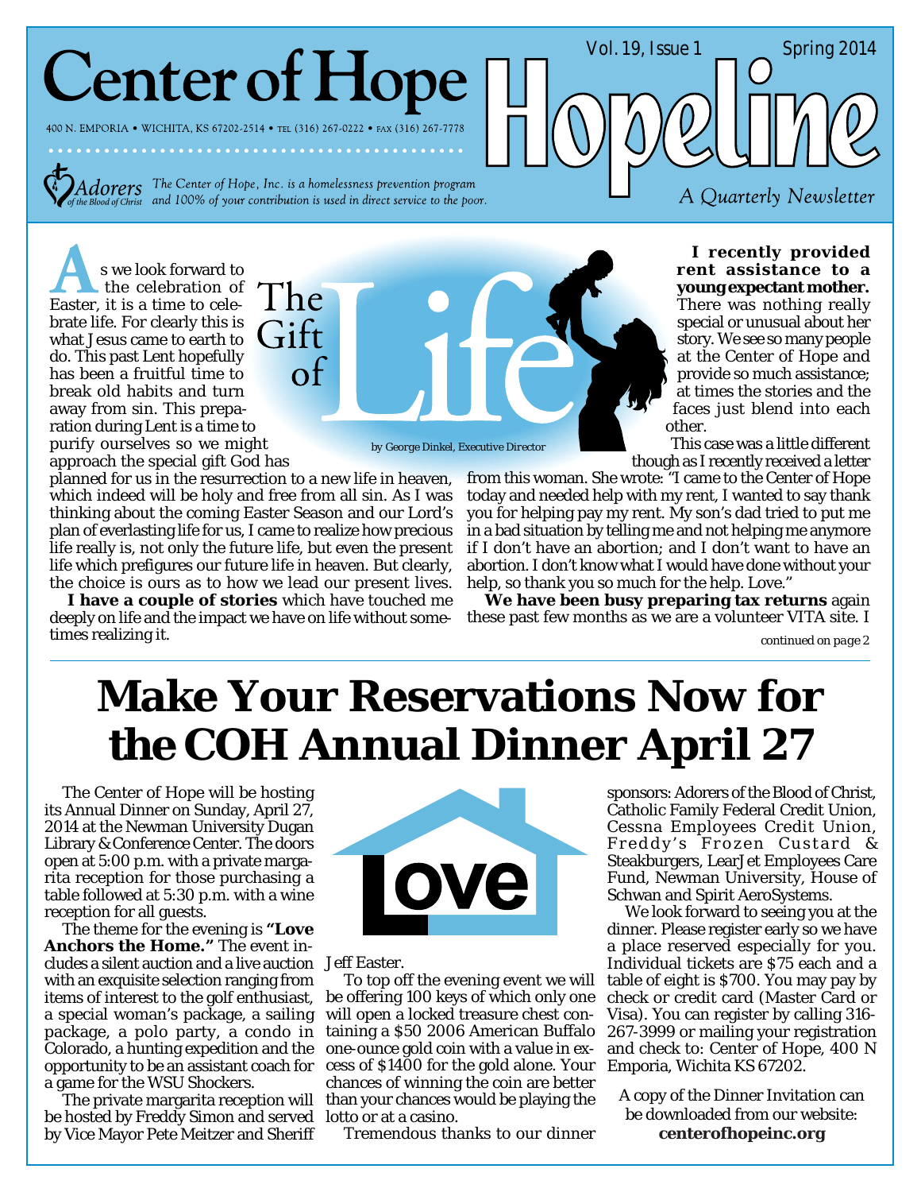# Center of Hope Hopeline

Vol. 19, Issue 1 Spring 2014

400 N. EMPORIA • WICHITA, KS 67202-2514 • TEL (316) 267-0222 • FAX (316) 267-7778

Adorers of the Blood of Christ

*The Center of Hope, Inc. is a homelessness prevention program and 100% of your contribution is used in direct service to the poor.*

*A Quarterly Newsletter*

## The Gift of Life

by George Dinkel, Executive Director

As we look forward to the celebration of Easter, it is a time to celebrate life. For clearly this is what Jesus came to earth to do. This past Lent hopefully has been a fruitful time to break old habits and turn away from sin. This preparation during Lent is a time to purify ourselves so we might approach the special gift God has planned for us in the resurrection to a new life in heaven, which indeed will be holy and free from all sin. As I was thinking about the coming Easter Season and our Lord's plan of everlasting life for us, I came to realize how precious life really is, not only the future life, but even the present life which prefigures our future life in heaven. But clearly, the choice is ours as to how we lead our present lives.

**I have a couple of stories** which have touched me deeply on life and the impact we have on life without sometimes realizing it.

**I recently provided rent assistance to a young expectant mother.** There was nothing really special or unusual about her story. We see so many people at the Center of Hope and provide so much assistance; at times the stories and the faces just blend into each other.

This case was a little different though as I recently received a letter from this woman. She wrote: "I came to the Center of Hope today and needed help with my rent, I wanted to say thank you for helping pay my rent. My son's dad tried to put me in a bad situation by telling me and not helping me anymore if I don't have an abortion; and I don't want to have an abortion. I don't know what I would have done without your help, so thank you so much for the help. Love."

**We have been busy preparing tax returns** again these past few months as we are a volunteer VITA site. I

*continued on page 2*

# Make Your Reservations Now for the COH Annual Dinner April 27

The Center of Hope will be hosting its Annual Dinner on Sunday, April 27, 2014 at the Newman University Dugan Library & Conference Center. The doors open at 5:00 p.m. with a private margarita reception for those purchasing a table followed at 5:30 p.m. with a wine reception for all guests.

The theme for the evening is **"Love Anchors the Home."** The event includes a silent auction and a live auction with an exquisite selection ranging from items of interest to the golf enthusiast, a special woman's package, a sailing package, a polo party, a condo in Colorado, a hunting expedition and the opportunity to be an assistant coach for a game for the WSU Shockers.

The private margarita reception will be hosted by Freddy Simon and served by Vice Mayor Pete Meitzer and Sheriff Jeff Easter.

To top off the evening event we will be offering 100 keys of which only one will open a locked treasure chest containing a $50 2006 American Buffalo one-ounce gold coin with a value in excess of $1400 for the gold alone. Your chances of winning the coin are better than your chances would be playing the lotto or at a casino.

Tremendous thanks to our dinner sponsors: Adorers of the Blood of Christ, Catholic Family Federal Credit Union, Cessna Employees Credit Union, Freddy's Frozen Custard & Steakburgers, LearJet Employees Care Fund, Newman University, House of Schwan and Spirit AeroSystems.

We look forward to seeing you at the dinner. Please register early so we have a place reserved especially for you. Individual tickets are $75 each and a table of eight is $700. You may pay by check or credit card (Master Card or Visa). You can register by calling 316-267-3999 or mailing your registration and check to: Center of Hope, 400 N Emporia, Wichita KS 67202.

A copy of the Dinner Invitation can be downloaded from our website: **centerofhopeinc.org**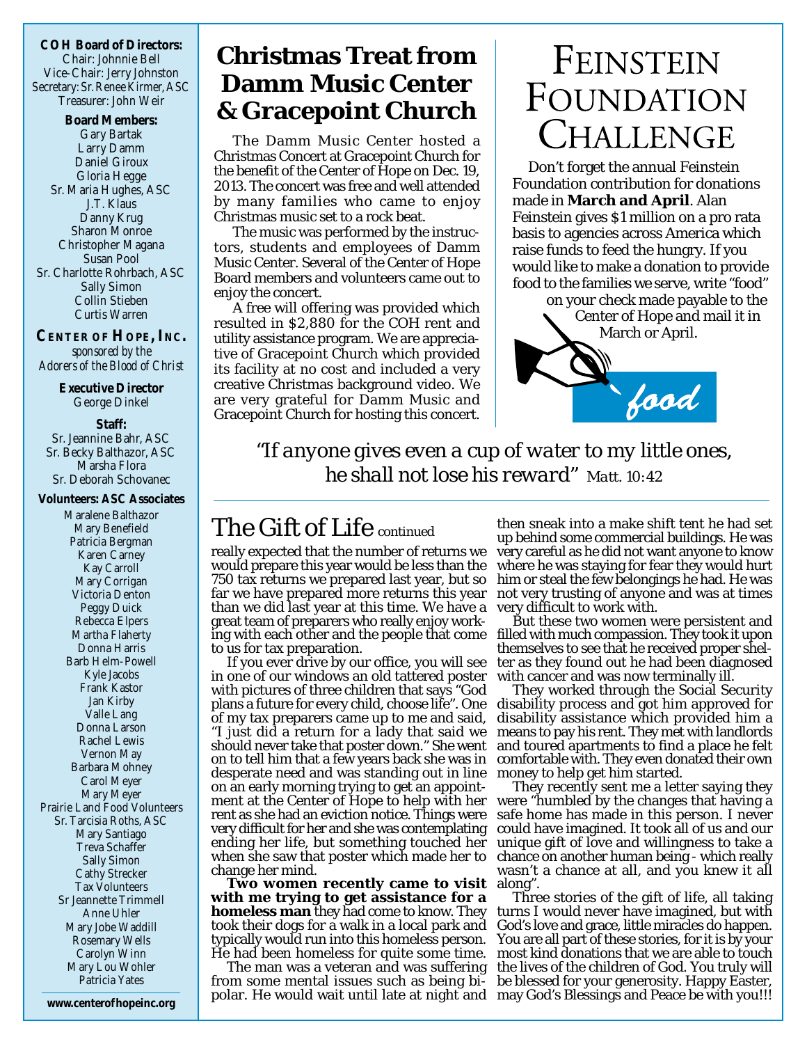**COH Board of Directors:**
Chair: Johnnie Bell
Vice-Chair: Jerry Johnston
Secretary: Sr. Renee Kirmer, ASC
Treasurer: John Weir

**Board Members:**
Gary Bartak
Larry Damm
Daniel Giroux
Gloria Hegge
Sr. Maria Hughes, ASC
J.T. Klaus
Danny Krug
Sharon Monroe
Christopher Magana
Susan Pool
Sr. Charlotte Rohrbach, ASC
Sally Simon
Collin Stieben
Curtis Warren

**CENTER OF HOPE, INC.**
*sponsored by the Adorers of the Blood of Christ*

**Executive Director**
George Dinkel

**Staff:**
Sr. Jeannine Bahr, ASC
Sr. Becky Balthazor, ASC
Marsha Flora
Sr. Deborah Schovanec

**Volunteers: ASC Associates**
Maralene Balthazor
Mary Benefield
Patricia Bergman
Karen Carney
Kay Carroll
Mary Corrigan
Victoria Denton
Peggy Duick
Rebecca Elpers
Martha Flaherty
Donna Harris
Barb Helm-Powell
Kyle Jacobs
Frank Kastor
Jan Kirby
Valle Lang
Donna Larson
Rachel Lewis
Vernon May
Barbara Mohney
Carol Meyer
Mary Meyer
Prairie Land Food Volunteers
Sr. Tarcisia Roths, ASC
Mary Santiago
Treva Schaffer
Sally Simon
Cathy Strecker
Tax Volunteers
Sr Jeannette Trimmell
Anne Uhler
Mary Jobe Waddill
Rosemary Wells
Carolyn Winn
Mary Lou Wohler
Patricia Yates

**www.centerofhopeinc.org**

## Christmas Treat from Damm Music Center & Gracepoint Church

The Damm Music Center hosted a Christmas Concert at Gracepoint Church for the benefit of the Center of Hope on Dec. 19, 2013. The concert was free and well attended by many families who came to enjoy Christmas music set to a rock beat.

The music was performed by the instructors, students and employees of Damm Music Center. Several of the Center of Hope Board members and volunteers came out to enjoy the concert.

A free will offering was provided which resulted in $2,880 for the COH rent and utility assistance program. We are appreciative of Gracepoint Church which provided its facility at no cost and included a very creative Christmas background video. We are very grateful for Damm Music and Gracepoint Church for hosting this concert.

## Feinstein Foundation Challenge

Don't forget the annual Feinstein Foundation contribution for donations made in **March and April**. Alan Feinstein gives $1 million on a pro rata basis to agencies across America which raise funds to feed the hungry. If you would like to make a donation to provide food to the families we serve, write "food" on your check made payable to the Center of Hope and mail it in March or April.

*food*

*"If anyone gives even a cup of water to my little ones, he shall not lose his reward"* Matt. 10:42

## The Gift of Life continued

really expected that the number of returns we would prepare this year would be less than the 750 tax returns we prepared last year, but so far we have prepared more returns this year than we did last year at this time. We have a great team of preparers who really enjoy working with each other and the people that come to us for tax preparation.

If you ever drive by our office, you will see in one of our windows an old tattered poster with pictures of three children that says "God plans a future for every child, choose life". One of my tax preparers came up to me and said, "I just did a return for a lady that said we should never take that poster down." She went on to tell him that a few years back she was in desperate need and was standing out in line on an early morning trying to get an appointment at the Center of Hope to help with her rent as she had an eviction notice. Things were very difficult for her and she was contemplating ending her life, but something touched her when she saw that poster which made her to change her mind.

**Two women recently came to visit with me trying to get assistance for a homeless man** they had come to know. They took their dogs for a walk in a local park and typically would run into this homeless person. He had been homeless for quite some time.

The man was a veteran and was suffering from some mental issues such as being bi-polar. He would wait until late at night and then sneak into a make shift tent he had set up behind some commercial buildings. He was very careful as he did not want anyone to know where he was staying for fear they would hurt him or steal the few belongings he had. He was not very trusting of anyone and was at times very difficult to work with.

But these two women were persistent and filled with much compassion. They took it upon themselves to see that he received proper shelter as they found out he had been diagnosed with cancer and was now terminally ill.

They worked through the Social Security disability process and got him approved for disability assistance which provided him a means to pay his rent. They met with landlords and toured apartments to find a place he felt comfortable with. They even donated their own money to help get him started.

They recently sent me a letter saying they were "humbled by the changes that having a safe home has made in this person. I never could have imagined. It took all of us and our unique gift of love and willingness to take a chance on another human being - which really wasn't a chance at all, and you knew it all along".

Three stories of the gift of life, all taking turns I would never have imagined, but with God's love and grace, little miracles do happen. You are all part of these stories, for it is by your most kind donations that we are able to touch the lives of the children of God. You truly will be blessed for your generosity. Happy Easter, may God's Blessings and Peace be with you!!!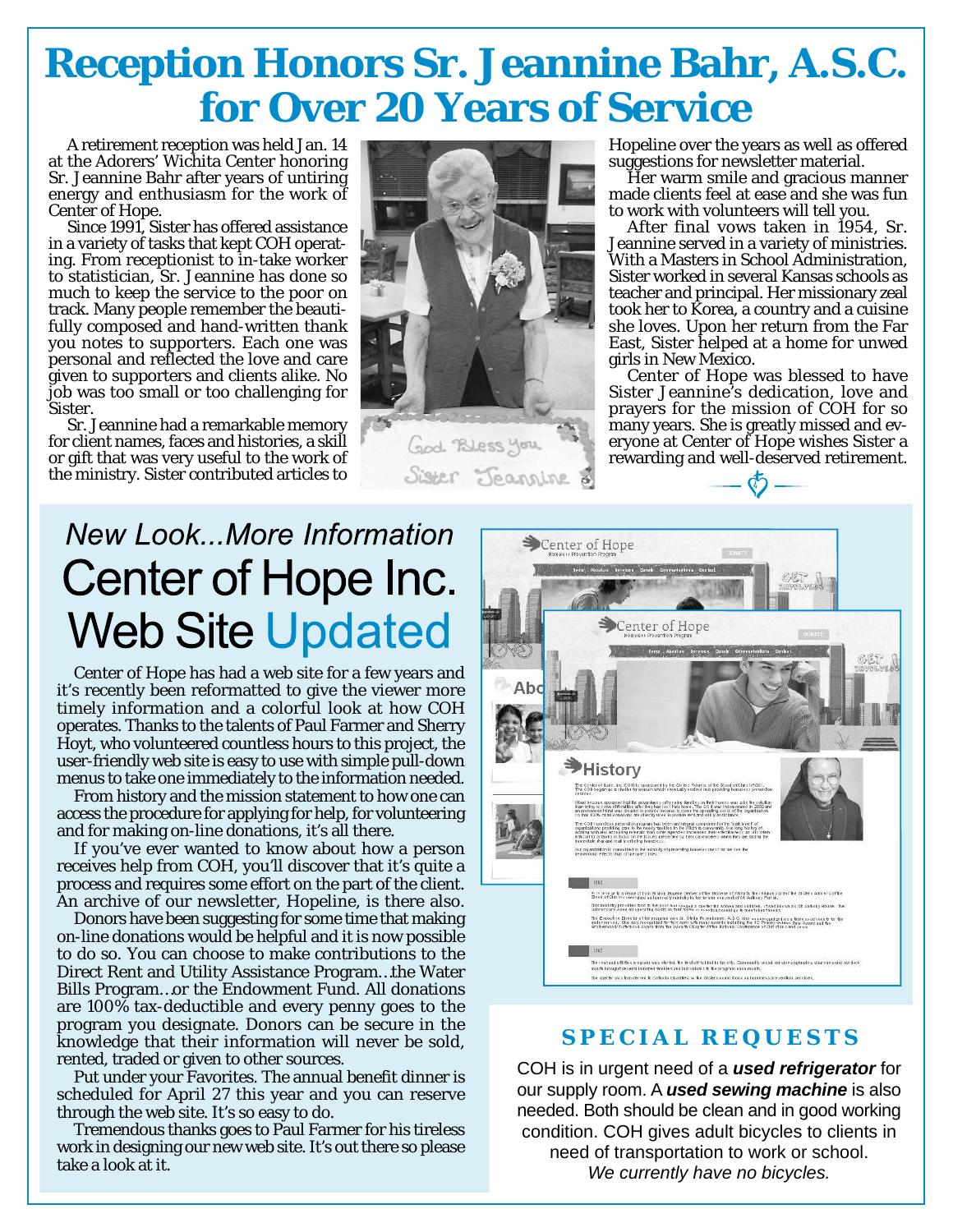# Reception Honors Sr. Jeannine Bahr, A.S.C. for Over 20 Years of Service

A retirement reception was held Jan. 14 at the Adorers' Wichita Center honoring Sr. Jeannine Bahr after years of untiring energy and enthusiasm for the work of Center of Hope.

Since 1991, Sister has offered assistance in a variety of tasks that kept COH operating. From receptionist to in-take worker to statistician, Sr. Jeannine has done so much to keep the service to the poor on track. Many people remember the beautifully composed and hand-written thank you notes to supporters. Each one was personal and reflected the love and care given to supporters and clients alike. No job was too small or too challenging for Sister.

Sr. Jeannine had a remarkable memory for client names, faces and histories, a skill or gift that was very useful to the work of the ministry. Sister contributed articles to Hopeline over the years as well as offered suggestions for newsletter material.

Her warm smile and gracious manner made clients feel at ease and she was fun to work with volunteers will tell you.

After final vows taken in 1954, Sr. Jeannine served in a variety of ministries. With a Masters in School Administration, Sister worked in several Kansas schools as teacher and principal. Her missionary zeal took her to Korea, a country and a cuisine she loves. Upon her return from the Far East, Sister helped at a home for unwed girls in New Mexico.

Center of Hope was blessed to have Sister Jeannine's dedication, love and prayers for the mission of COH for so many years. She is greatly missed and everyone at Center of Hope wishes Sister a rewarding and well-deserved retirement.

## *New Look...More Information*
## Center of Hope Inc. Web Site Updated

Center of Hope has had a web site for a few years and it's recently been reformatted to give the viewer more timely information and a colorful look at how COH operates. Thanks to the talents of Paul Farmer and Sherry Hoyt, who volunteered countless hours to this project, the user-friendly web site is easy to use with simple pull-down menus to take one immediately to the information needed.

From history and the mission statement to how one can access the procedure for applying for help, for volunteering and for making on-line donations, it's all there.

If you've ever wanted to know about how a person receives help from COH, you'll discover that it's quite a process and requires some effort on the part of the client. An archive of our newsletter, Hopeline, is there also.

Donors have been suggesting for some time that making on-line donations would be helpful and it is now possible to do so. You can choose to make contributions to the Direct Rent and Utility Assistance Program…the Water Bills Program…or the Endowment Fund. All donations are 100% tax-deductible and every penny goes to the program you designate. Donors can be secure in the knowledge that their information will never be sold, rented, traded or given to other sources.

Put under your Favorites. The annual benefit dinner is scheduled for April 27 this year and you can reserve through the web site. It's so easy to do.

Tremendous thanks goes to Paul Farmer for his tireless work in designing our new web site. It's out there so please take a look at it.

## SPECIAL REQUESTS

COH is in urgent need of a ***used refrigerator*** for our supply room. A ***used sewing machine*** is also needed. Both should be clean and in good working condition. COH gives adult bicycles to clients in need of transportation to work or school. *We currently have no bicycles.*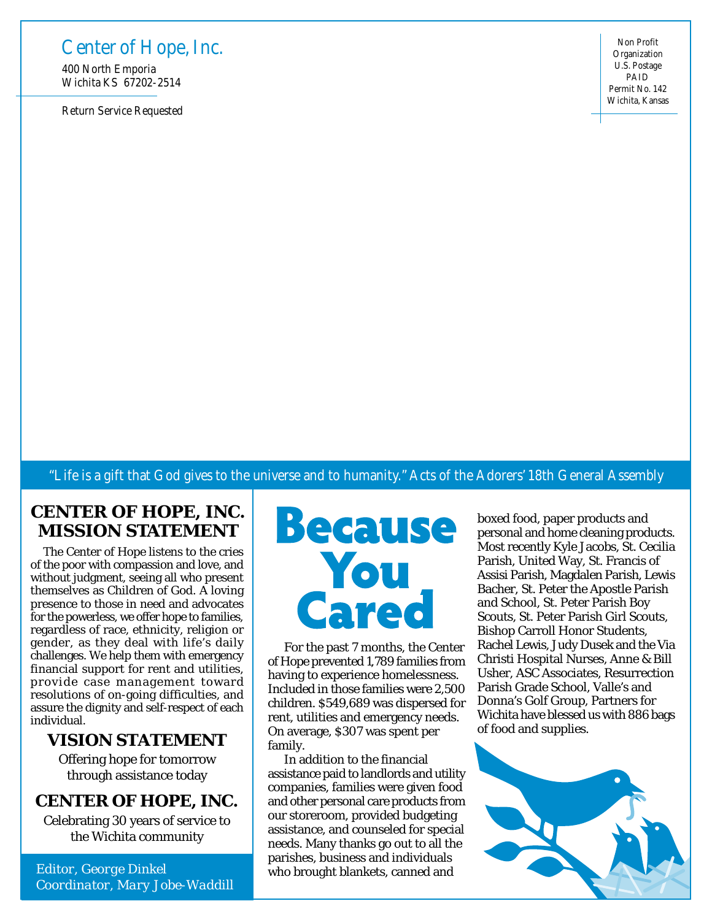Center of Hope, Inc.

400 North Emporia
Wichita KS 67202-2514

Return Service Requested

Non Profit
Organization
U.S. Postage
PAID
Permit No. 142
Wichita, Kansas

"Life is a gift that God gives to the universe and to humanity." Acts of the Adorers' 18th General Assembly

## CENTER OF HOPE, INC. MISSION STATEMENT

The Center of Hope listens to the cries of the poor with compassion and love, and without judgment, seeing all who present themselves as Children of God. A loving presence to those in need and advocates for the powerless, we offer hope to families, regardless of race, ethnicity, religion or gender, as they deal with life's daily challenges. We help them with emergency financial support for rent and utilities, provide case management toward resolutions of on-going difficulties, and assure the dignity and self-respect of each individual.

## VISION STATEMENT

Offering hope for tomorrow through assistance today

## CENTER OF HOPE, INC.

Celebrating 30 years of service to the Wichita community

*Editor, George Dinkel*
*Coordinator, Mary Jobe-Waddill*

# Because You Cared

For the past 7 months, the Center of Hope prevented 1,789 families from having to experience homelessness. Included in those families were 2,500 children. $549,689 was dispersed for rent, utilities and emergency needs. On average, $307 was spent per family.

In addition to the financial assistance paid to landlords and utility companies, families were given food and other personal care products from our storeroom, provided budgeting assistance, and counseled for special needs. Many thanks go out to all the parishes, business and individuals who brought blankets, canned and boxed food, paper products and personal and home cleaning products. Most recently Kyle Jacobs, St. Cecilia Parish, United Way, St. Francis of Assisi Parish, Magdalen Parish, Lewis Bacher, St. Peter the Apostle Parish and School, St. Peter Parish Boy Scouts, St. Peter Parish Girl Scouts, Bishop Carroll Honor Students, Rachel Lewis, Judy Dusek and the Via Christi Hospital Nurses, Anne & Bill Usher, ASC Associates, Resurrection Parish Grade School, Valle's and Donna's Golf Group, Partners for Wichita have blessed us with 886 bags of food and supplies.